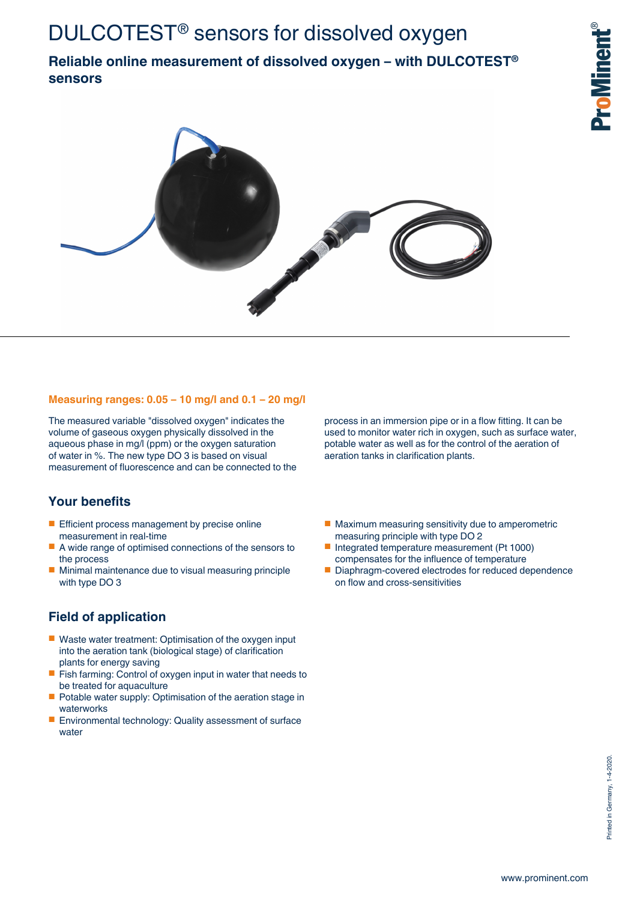# DULCOTEST® sensors for dissolved oxygen

## Reliable online measurement of dissolved oxygen – with DULCOTEST® sensors

**Measuring ranges: 0.05 – 10 mg/l and 0.1 – 20 mg/l**

The measured variable "dissolved oxygen" indicates the volume of gaseous oxygen physically dissolved in the aqueous phase in mg/l (ppm) or the oxygen saturation of water in %. The new type DO 3 is based on visual measurement of fluorescence and can be connected to the process in an immersion pipe or in a flow fitting. It can be used to monitor water rich in oxygen, such as surface water, potable water as well as for the control of the aeration of aeration tanks in clarification plants.

## Your benefits

- Efficient process management by precise online measurement in real-time
- A wide range of optimised connections of the sensors to the process
- Minimal maintenance due to visual measuring principle with type DO 3
- Maximum measuring sensitivity due to amperometric measuring principle with type DO 2
- Integrated temperature measurement (Pt 1000) compensates for the influence of temperature
- Diaphragm-covered electrodes for reduced dependence on flow and cross-sensitivities

## Field of application

- Waste water treatment: Optimisation of the oxygen input into the aeration tank (biological stage) of clarification plants for energy saving
- Fish farming: Control of oxygen input in water that needs to be treated for aquaculture
- Potable water supply: Optimisation of the aeration stage in waterworks
- Environmental technology: Quality assessment of surface water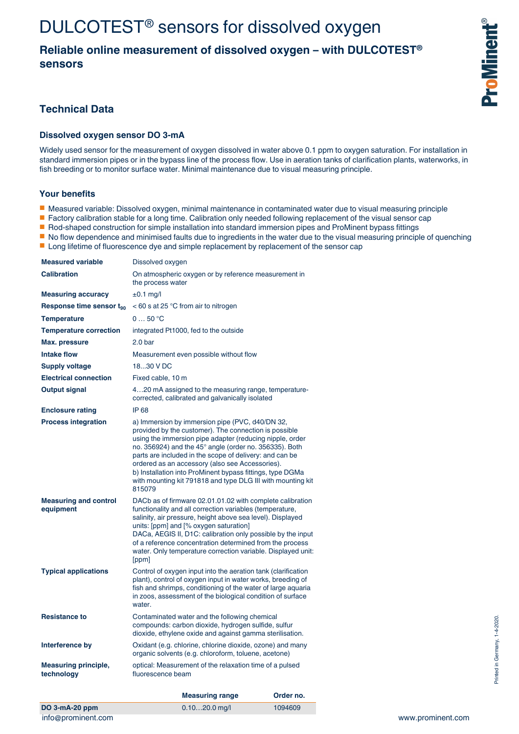# DULCOTEST® sensors for dissolved oxygen

## Reliable online measurement of dissolved oxygen – with DULCOTEST® sensors

## Technical Data

### Dissolved oxygen sensor DO 3-mA

Widely used sensor for the measurement of oxygen dissolved in water above 0.1 ppm to oxygen saturation. For installation in standard immersion pipes or in the bypass line of the process flow. Use in aeration tanks of clarification plants, waterworks, in fish breeding or to monitor surface water. Minimal maintenance due to visual measuring principle.

### Your benefits

- Measured variable: Dissolved oxygen, minimal maintenance in contaminated water due to visual measuring principle
- Factory calibration stable for a long time. Calibration only needed following replacement of the visual sensor cap
- Rod-shaped construction for simple installation into standard immersion pipes and ProMinent bypass fittings
- No flow dependence and minimised faults due to ingredients in the water due to the visual measuring principle of quenching
- Long lifetime of fluorescence dye and simple replacement by replacement of the sensor cap

| | |
|---|---|
| **Measured variable** | Dissolved oxygen |
| **Calibration** | On atmospheric oxygen or by reference measurement in the process water |
| **Measuring accuracy** | ±0.1 mg/l |
| **Response time sensor $t_{90}$** | < 60 s at 25 °C from air to nitrogen |
| **Temperature** | 0 … 50 °C |
| **Temperature correction** | integrated Pt1000, fed to the outside |
| **Max. pressure** | 2.0 bar |
| **Intake flow** | Measurement even possible without flow |
| **Supply voltage** | 18...30 V DC |
| **Electrical connection** | Fixed cable, 10 m |
| **Output signal** | 4…20 mA assigned to the measuring range, temperature-corrected, calibrated and galvanically isolated |
| **Enclosure rating** | IP 68 |
| **Process integration** | a) Immersion by immersion pipe (PVC, d40/DN 32, provided by the customer). The connection is possible using the immersion pipe adapter (reducing nipple, order no. 356924) and the 45° angle (order no. 356335). Both parts are included in the scope of delivery: and can be ordered as an accessory (also see Accessories). b) Installation into ProMinent bypass fittings, type DGMa with mounting kit 791818 and type DLG III with mounting kit 815079 |
| **Measuring and control equipment** | DACb as of firmware 02.01.01.02 with complete calibration functionality and all correction variables (temperature, salinity, air pressure, height above sea level). Displayed units: [ppm] and [% oxygen saturation] DACa, AEGIS II, D1C: calibration only possible by the input of a reference concentration determined from the process water. Only temperature correction variable. Displayed unit: [ppm] |
| **Typical applications** | Control of oxygen input into the aeration tank (clarification plant), control of oxygen input in water works, breeding of fish and shrimps, conditioning of the water of large aquaria in zoos, assessment of the biological condition of surface water. |
| **Resistance to** | Contaminated water and the following chemical compounds: carbon dioxide, hydrogen sulfide, sulfur dioxide, ethylene oxide and against gamma sterilisation. |
| **Interference by** | Oxidant (e.g. chlorine, chlorine dioxide, ozone) and many organic solvents (e.g. chloroform, toluene, acetone) |
| **Measuring principle, technology** | optical: Measurement of the relaxation time of a pulsed fluorescence beam |

| | Measuring range | Order no. |
|---|---|---|
| **DO 3-mA-20 ppm** | 0.10…20.0 mg/l | 1094609 |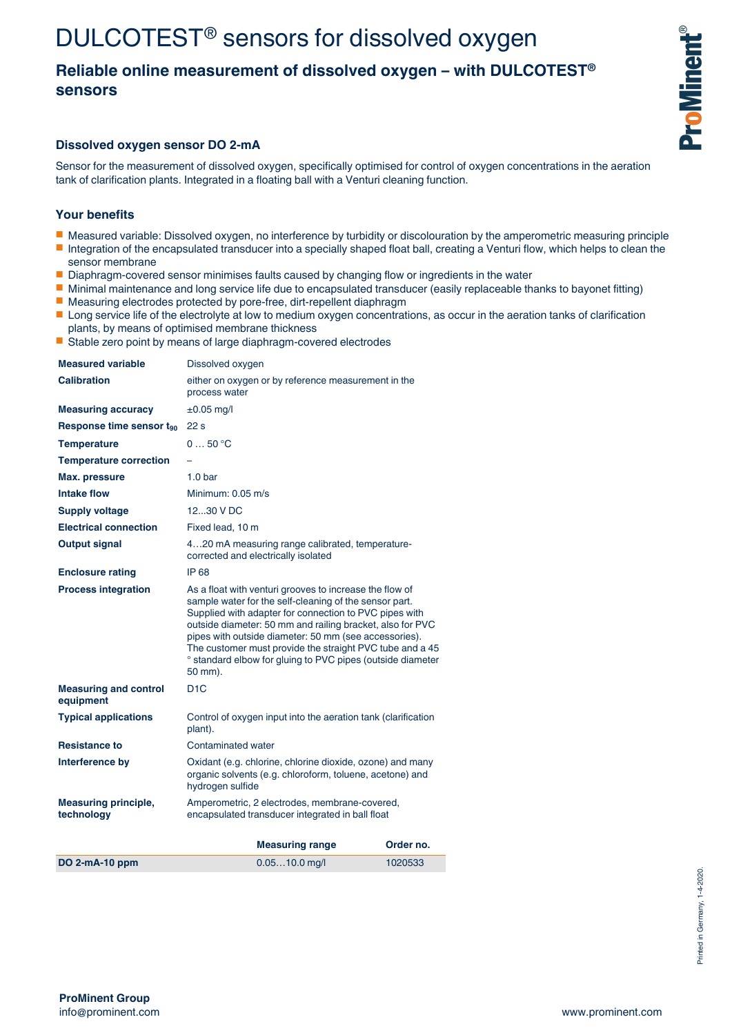# DULCOTEST® sensors for dissolved oxygen

## Reliable online measurement of dissolved oxygen – with DULCOTEST® sensors

### Dissolved oxygen sensor DO 2-mA

Sensor for the measurement of dissolved oxygen, specifically optimised for control of oxygen concentrations in the aeration tank of clarification plants. Integrated in a floating ball with a Venturi cleaning function.

### Your benefits

- Measured variable: Dissolved oxygen, no interference by turbidity or discolouration by the amperometric measuring principle
- Integration of the encapsulated transducer into a specially shaped float ball, creating a Venturi flow, which helps to clean the sensor membrane
- Diaphragm-covered sensor minimises faults caused by changing flow or ingredients in the water
- Minimal maintenance and long service life due to encapsulated transducer (easily replaceable thanks to bayonet fitting)
- Measuring electrodes protected by pore-free, dirt-repellent diaphragm
- Long service life of the electrolyte at low to medium oxygen concentrations, as occur in the aeration tanks of clarification plants, by means of optimised membrane thickness
- Stable zero point by means of large diaphragm-covered electrodes

| | |
|---|---|
| **Measured variable** | Dissolved oxygen |
| **Calibration** | either on oxygen or by reference measurement in the process water |
| **Measuring accuracy** | ±0.05 mg/l |
| **Response time sensor $t_{90}$** | 22 s |
| **Temperature** | 0 … 50 °C |
| **Temperature correction** | – |
| **Max. pressure** | 1.0 bar |
| **Intake flow** | Minimum: 0.05 m/s |
| **Supply voltage** | 12…30 V DC |
| **Electrical connection** | Fixed lead, 10 m |
| **Output signal** | 4…20 mA measuring range calibrated, temperature-corrected and electrically isolated |
| **Enclosure rating** | IP 68 |
| **Process integration** | As a float with venturi grooves to increase the flow of sample water for the self-cleaning of the sensor part. Supplied with adapter for connection to PVC pipes with outside diameter: 50 mm and railing bracket, also for PVC pipes with outside diameter: 50 mm (see accessories). The customer must provide the straight PVC tube and a 45 ° standard elbow for gluing to PVC pipes (outside diameter 50 mm). |
| **Measuring and control equipment** | D1C |
| **Typical applications** | Control of oxygen input into the aeration tank (clarification plant). |
| **Resistance to** | Contaminated water |
| **Interference by** | Oxidant (e.g. chlorine, chlorine dioxide, ozone) and many organic solvents (e.g. chloroform, toluene, acetone) and hydrogen sulfide |
| **Measuring principle, technology** | Amperometric, 2 electrodes, membrane-covered, encapsulated transducer integrated in ball float |

| | Measuring range | Order no. |
|---|---|---|
| **DO 2-mA-10 ppm** | 0.05…10.0 mg/l | 1020533 |

Printed in Germany, 1-4-2020.

**ProMinent Group**
info@prominent.com

www.prominent.com